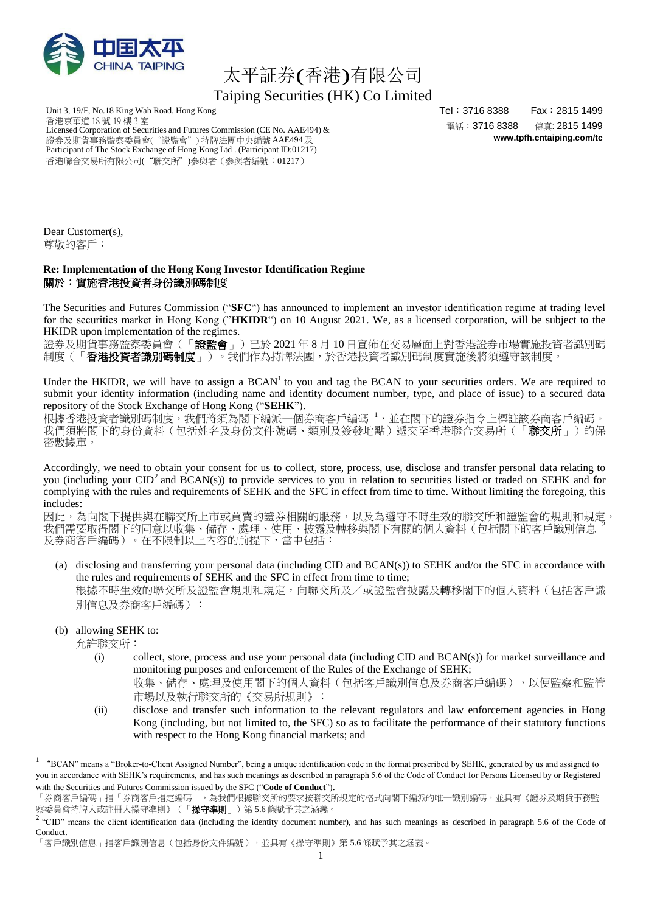# 太平証券(香港)有限公司

## Taiping Securities (HK) Co Limited

Unit 3, 19/F, No.18 King Wah Road, Hong Kong
香港京華道 18 號 19 樓 3 室
Licensed Corporation of Securities and Futures Commission (CE No. AAE494) &
證券及期貨事務監察委員會("證監會")持牌法團中央編號 AAE494 及
Participant of The Stock Exchange of Hong Kong Ltd . (Participant ID:01217)
香港聯合交易所有限公司("聯交所")參與者(參與者編號:01217)

Tel：3716 8388 Fax：2815 1499
電話：3716 8388 傳真: 2815 1499
www.tpfh.cntaiping.com/tc

Dear Customer(s),
尊敬的客戶：

**Re: Implementation of the Hong Kong Investor Identification Regime**
**關於：實施香港投資者身份識別碼制度**

The Securities and Futures Commission ("**SFC**") has announced to implement an investor identification regime at trading level for the securities market in Hong Kong ("**HKIDR**") on 10 August 2021. We, as a licensed corporation, will be subject to the HKIDR upon implementation of the regimes.
證券及期貨事務監察委員會（「**證監會**」）已於 2021 年 8 月 10 日宣佈在交易層面上對香港證券市場實施投資者識別碼制度（「**香港投資者識別碼制度**」）。我們作為持牌法團，於香港投資者識別碼制度實施後將須遵守該制度。

Under the HKIDR, we will have to assign a BCAN[1] to you and tag the BCAN to your securities orders. We are required to submit your identity information (including name and identity document number, type, and place of issue) to a secured data repository of the Stock Exchange of Hong Kong ("**SEHK**").
根據香港投資者識別碼制度，我們將須為閣下編派一個券商客戶編碼 [1]，並在閣下的證券指令上標註該券商客戶編碼。我們須將閣下的身份資料（包括姓名及身份文件號碼、類別及簽發地點）遞交至香港聯合交易所（「**聯交所**」）的保密數據庫。

Accordingly, we need to obtain your consent for us to collect, store, process, use, disclose and transfer personal data relating to you (including your CID[2] and BCAN(s)) to provide services to you in relation to securities listed or traded on SEHK and for complying with the rules and requirements of SEHK and the SFC in effect from time to time. Without limiting the foregoing, this includes:
因此，為向閣下提供與在聯交所上市或買賣的證券相關的服務，以及為遵守不時生效的聯交所和證監會的規則和規定，我們需要取得閣下的同意以收集、儲存、處理、使用、披露及轉移與閣下有關的個人資料（包括閣下的客戶識別信息 [2] 及券商客戶編碼）。在不限制以上內容的前提下，當中包括：

(a) disclosing and transferring your personal data (including CID and BCAN(s)) to SEHK and/or the SFC in accordance with the rules and requirements of SEHK and the SFC in effect from time to time;
根據不時生效的聯交所及證監會規則和規定，向聯交所及／或證監會披露及轉移閣下的個人資料（包括客戶識別信息及券商客戶編碼）；

(b) allowing SEHK to:
允許聯交所：

  (i) collect, store, process and use your personal data (including CID and BCAN(s)) for market surveillance and monitoring purposes and enforcement of the Rules of the Exchange of SEHK;
  收集、儲存、處理及使用閣下的個人資料（包括客戶識別信息及券商客戶編碼），以便監察和監管市場以及執行聯交所的《交易所規則》；

  (ii) disclose and transfer such information to the relevant regulators and law enforcement agencies in Hong Kong (including, but not limited to, the SFC) so as to facilitate the performance of their statutory functions with respect to the Hong Kong financial markets; and

---

[1] "BCAN" means a "Broker-to-Client Assigned Number", being a unique identification code in the format prescribed by SEHK, generated by us and assigned to you in accordance with SEHK's requirements, and has such meanings as described in paragraph 5.6 of the Code of Conduct for Persons Licensed by or Registered with the Securities and Futures Commission issued by the SFC ("**Code of Conduct**").
「券商客戶編碼」指「券商客戶指定編碼」，為我們根據聯交所的要求按聯交所規定的格式向閣下編派的唯一識別編碼，並具有《證券及期貨事務監察委員會持牌人或註冊人操守準則》（「**操守準則**」）第 5.6 條賦予其之涵義。

[2] "CID" means the client identification data (including the identity document number), and has such meanings as described in paragraph 5.6 of the Code of Conduct.
「客戶識別信息」指客戶識別信息（包括身份文件編號），並具有《操守準則》第 5.6 條賦予其之涵義。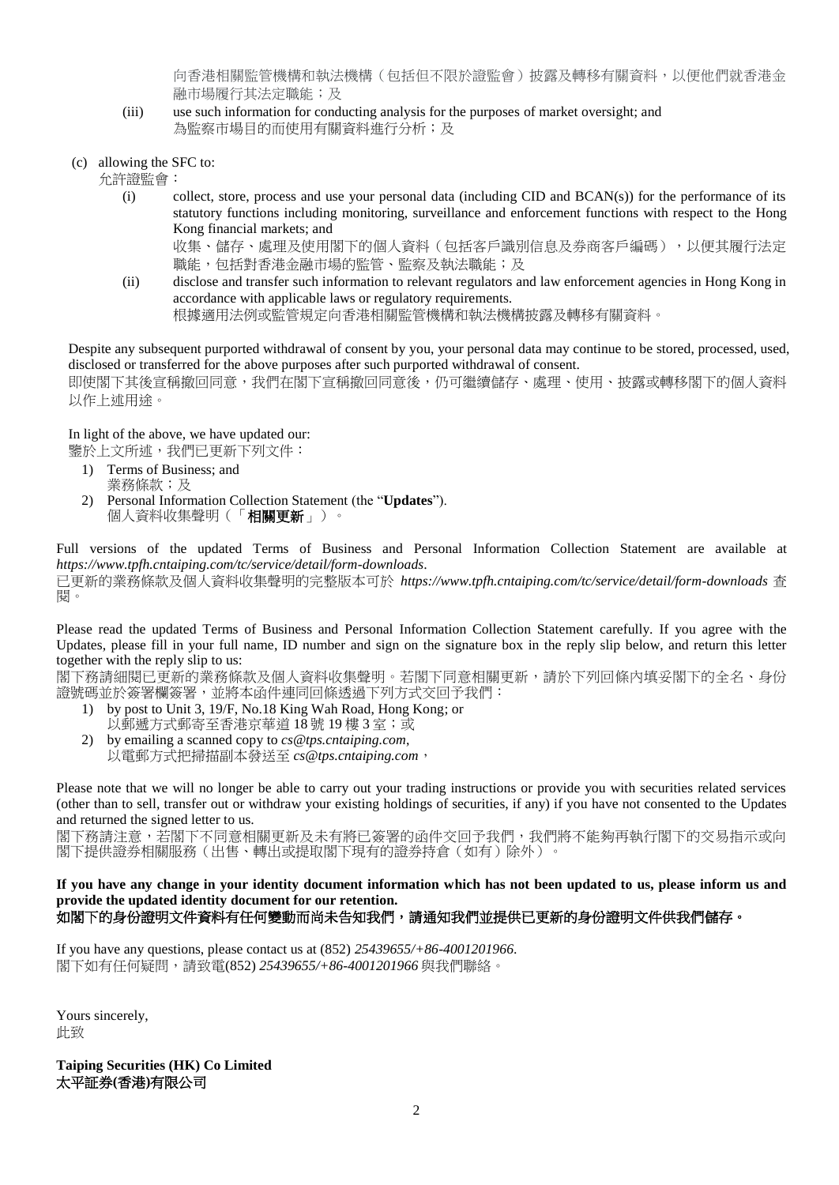向香港相關監管機構和執法機構（包括但不限於證監會）披露及轉移有關資料，以便他們就香港金融市場履行其法定職能；及

(iii) use such information for conducting analysis for the purposes of market oversight; and
為監察市場目的而使用有關資料進行分析；及

(c) allowing the SFC to:
允許證監會：

(i) collect, store, process and use your personal data (including CID and BCAN(s)) for the performance of its statutory functions including monitoring, surveillance and enforcement functions with respect to the Hong Kong financial markets; and
收集、儲存、處理及使用閣下的個人資料（包括客戶識別信息及券商客戶編碼），以便其履行法定職能，包括對香港金融市場的監管、監察及執法職能；及

(ii) disclose and transfer such information to relevant regulators and law enforcement agencies in Hong Kong in accordance with applicable laws or regulatory requirements.
根據適用法例或監管規定向香港相關監管機構和執法機構披露及轉移有關資料。

Despite any subsequent purported withdrawal of consent by you, your personal data may continue to be stored, processed, used, disclosed or transferred for the above purposes after such purported withdrawal of consent.
即使閣下其後宣稱撤回同意，我們在閣下宣稱撤回同意後，仍可繼續儲存、處理、使用、披露或轉移閣下的個人資料以作上述用途。

In light of the above, we have updated our:
鑒於上文所述，我們已更新下列文件：

1) Terms of Business; and
業務條款；及
2) Personal Information Collection Statement (the "**Updates**").
個人資料收集聲明（「**相關更新**」）。

Full versions of the updated Terms of Business and Personal Information Collection Statement are available at *https://www.tpfh.cntaiping.com/tc/service/detail/form-downloads*.
已更新的業務條款及個人資料收集聲明的完整版本可於 *https://www.tpfh.cntaiping.com/tc/service/detail/form-downloads* 查閱。

Please read the updated Terms of Business and Personal Information Collection Statement carefully. If you agree with the Updates, please fill in your full name, ID number and sign on the signature box in the reply slip below, and return this letter together with the reply slip to us:
閣下務請細閱已更新的業務條款及個人資料收集聲明。若閣下同意相關更新，請於下列回條內填妥閣下的全名、身份證號碼並於簽署欄簽署，並將本函件連同回條透過下列方式交回予我們：

1) by post to Unit 3, 19/F, No.18 King Wah Road, Hong Kong; or
以郵遞方式郵寄至香港京華道 18 號 19 樓 3 室；或
2) by emailing a scanned copy to *cs@tps.cntaiping.com*,
以電郵方式把掃描副本發送至 *cs@tps.cntaiping.com*，

Please note that we will no longer be able to carry out your trading instructions or provide you with securities related services (other than to sell, transfer out or withdraw your existing holdings of securities, if any) if you have not consented to the Updates and returned the signed letter to us.
閣下務請注意，若閣下不同意相關更新及未有將已簽署的函件交回予我們，我們將不能夠再執行閣下的交易指示或向閣下提供證券相關服務（出售、轉出或提取閣下現有的證券持倉（如有）除外）。

**If you have any change in your identity document information which has not been updated to us, please inform us and provide the updated identity document for our retention.**
**如閣下的身份證明文件資料有任何變動而尚未告知我們，請通知我們並提供已更新的身份證明文件供我們儲存。**

If you have any questions, please contact us at (852) *25439655/+86-4001201966*.
閣下如有任何疑問，請致電(852) *25439655/+86-4001201966* 與我們聯絡。

Yours sincerely,
此致

**Taiping Securities (HK) Co Limited**
**太平証券(香港)有限公司**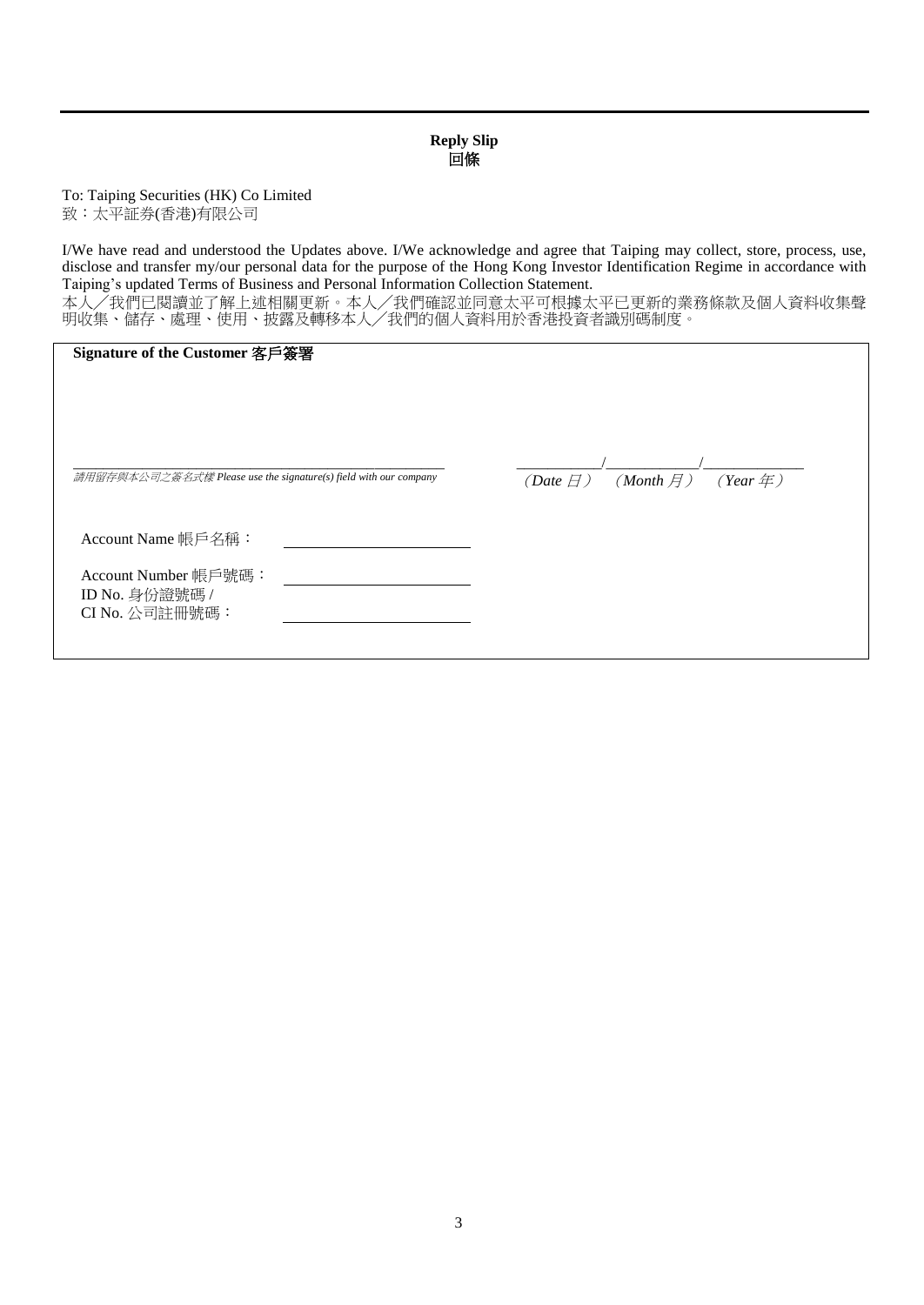**Reply Slip**
**回條**

To: Taiping Securities (HK) Co Limited
致：太平証券(香港)有限公司

I/We have read and understood the Updates above. I/We acknowledge and agree that Taiping may collect, store, process, use, disclose and transfer my/our personal data for the purpose of the Hong Kong Investor Identification Regime in accordance with Taiping's updated Terms of Business and Personal Information Collection Statement.
本人／我們已閱讀並了解上述相關更新。本人／我們確認並同意太平可根據太平已更新的業務條款及個人資料收集聲明收集、儲存、處理、使用、披露及轉移本人／我們的個人資料用於香港投資者識別碼制度。

**Signature of the Customer 客戶簽署**

\_\_\_\_\_\_\_\_\_\_\_\_\_\_\_\_\_\_\_\_\_\_\_\_\_\_\_\_\_\_\_\_\_\_\_\_\_\_\_\_\_\_\_\_
*請用留存與本公司之簽名式樣 Please use the signature(s) field with our company*

\_\_\_\_\_\_\_\_\_\_/\_\_\_\_\_\_\_\_\_\_/\_\_\_\_\_\_\_\_\_\_
*（Date 日） （Month 月） （Year 年）*

Account Name 帳戶名稱：\_\_\_\_\_\_\_\_\_\_\_\_\_\_\_\_\_\_\_\_

Account Number 帳戶號碼：\_\_\_\_\_\_\_\_\_\_\_\_\_\_\_\_\_\_\_\_

ID No. 身份證號碼 /
CI No. 公司註冊號碼：\_\_\_\_\_\_\_\_\_\_\_\_\_\_\_\_\_\_\_\_